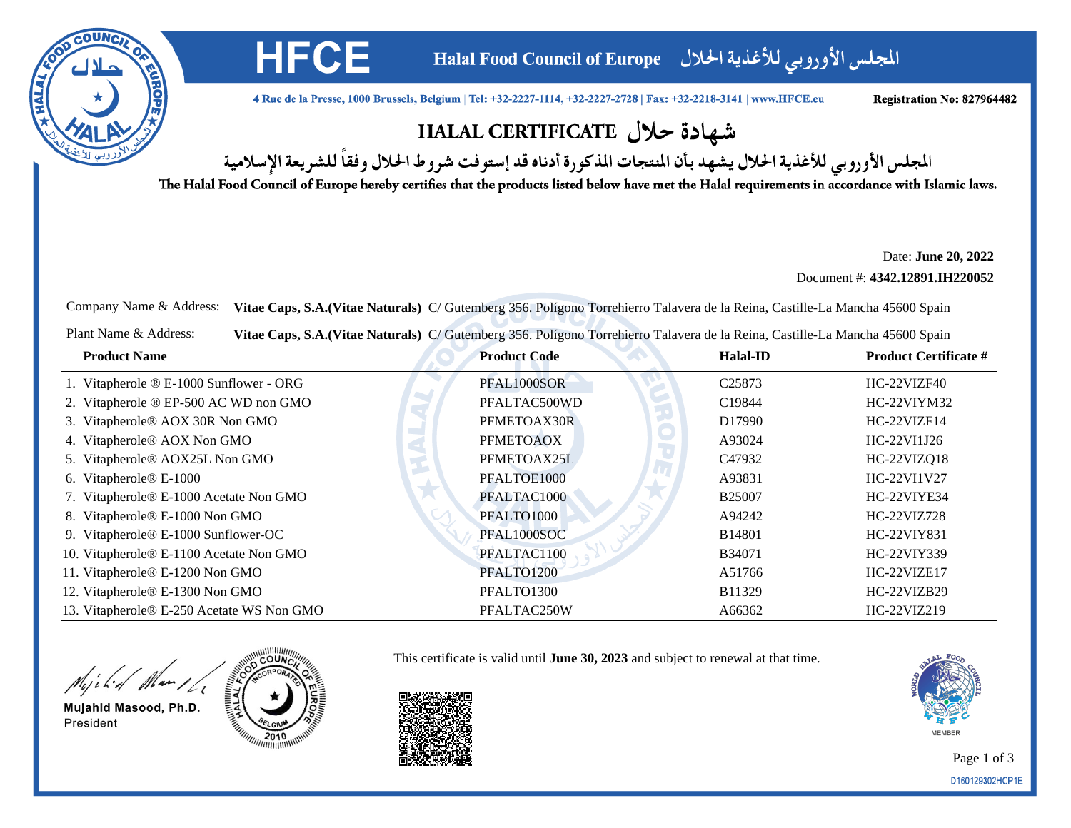# HFCE

**Halal Food Council of Europe** المجلس الأوروبي للأغذية الحلال

4 Rue de la Presse, 1000 Brussels, Belgium | Tel: +32-2227-1114, +32-2227-2728 | Fax: +32-2218-3141 | www.HFCE.eu

**Registration No: 827964482**

## HALAL CERTIFICATE شهادة حلال

**المجلس الأوروبي للأغذية الحلال يشهد بأن المنتجات المذكورة أدناه قد إستوفت شروط الحلال وفقاً للشريعة الإسلامية**

**The Halal Food Council of Europe hereby certifies that the products listed below have met the Halal requirements in accordance with Islamic laws.**

Date: **June 20, 2022**

Document #: **4342.12891.IH220052**

Company Name & Address: **Vitae Caps, S.A.(Vitae Naturals)** C/ Gutemberg 356. Polígono Torrehierro Talavera de la Reina, Castille-La Mancha 45600 Spain

Plant Name & Address: **Vitae Caps, S.A.(Vitae Naturals)** C/ Gutemberg 356. Polígono Torrehierro Talavera de la Reina, Castille-La Mancha 45600 Spain

| Product Name | Product Code | Halal-ID | Product Certificate # |
|---|---|---|---|
| 1. Vitapherole ® E-1000 Sunflower - ORG | PFAL1000SOR | C25873 | HC-22VIZF40 |
| 2. Vitapherole ® EP-500 AC WD non GMO | PFALTAC500WD | C19844 | HC-22VIYM32 |
| 3. Vitapherole® AOX 30R Non GMO | PFMETOAX30R | D17990 | HC-22VIZF14 |
| 4. Vitapherole® AOX Non GMO | PFMETOAOX | A93024 | HC-22VI1J26 |
| 5. Vitapherole® AOX25L Non GMO | PFMETOAX25L | C47932 | HC-22VIZQ18 |
| 6. Vitapherole® E-1000 | PFALTOE1000 | A93831 | HC-22VI1V27 |
| 7. Vitapherole® E-1000 Acetate Non GMO | PFALTAC1000 | B25007 | HC-22VIYE34 |
| 8. Vitapherole® E-1000 Non GMO | PFALTO1000 | A94242 | HC-22VIZ728 |
| 9. Vitapherole® E-1000 Sunflower-OC | PFAL1000SOC | B14801 | HC-22VIY831 |
| 10. Vitapherole® E-1100 Acetate Non GMO | PFALTAC1100 | B34071 | HC-22VIY339 |
| 11. Vitapherole® E-1200 Non GMO | PFALTO1200 | A51766 | HC-22VIZE17 |
| 12. Vitapherole® E-1300 Non GMO | PFALTO1300 | B11329 | HC-22VIZB29 |
| 13. Vitapherole® E-250 Acetate WS Non GMO | PFALTAC250W | A66362 | HC-22VIZ219 |

Mujahid Masood, Ph.D.
President

This certificate is valid until **June 30, 2023** and subject to renewal at that time.

MEMBER

D160129302HCP1E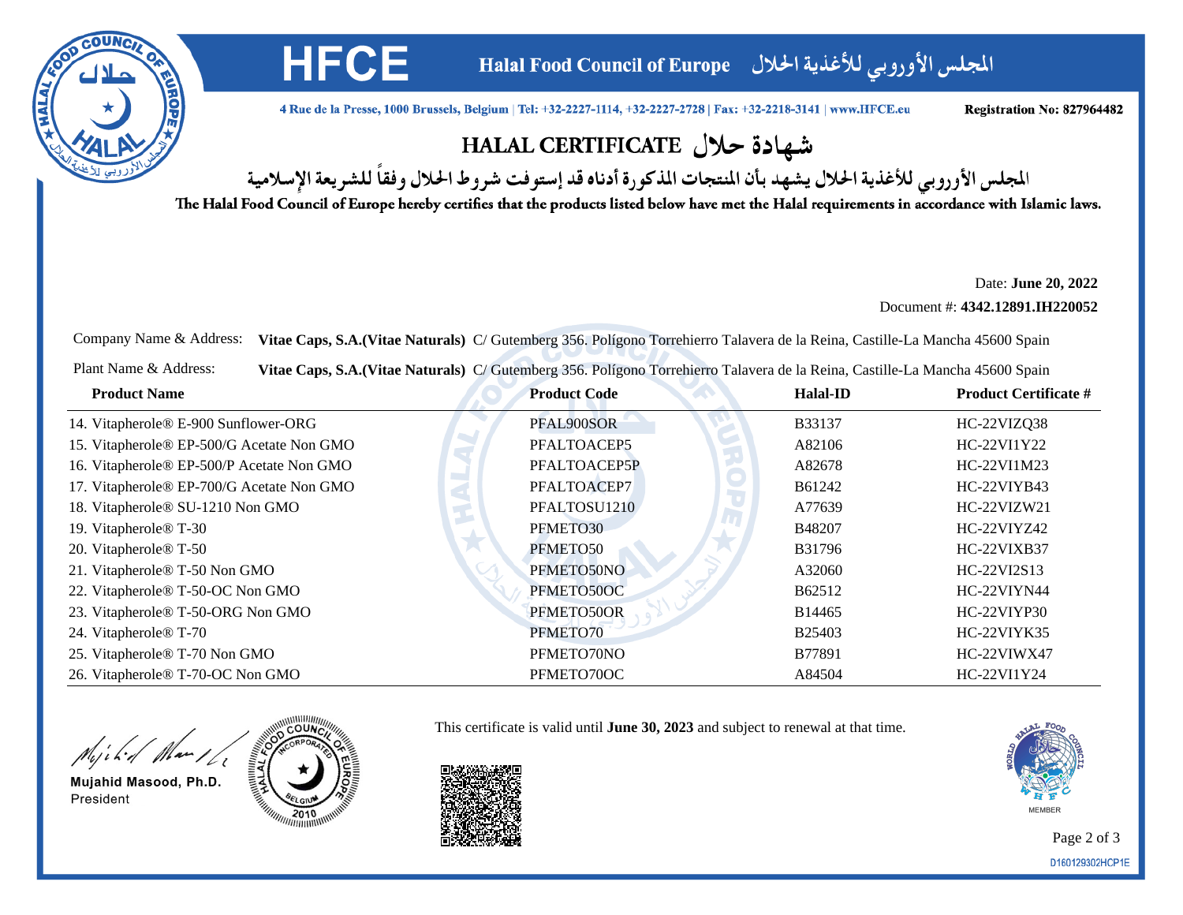# HFCE

**Halal Food Council of Europe** المجلس الأوروبي للأغذية الحلال

4 Rue de la Presse, 1000 Brussels, Belgium | Tel: +32-2227-1114, +32-2227-2728 | Fax: +32-2218-3141 | www.HFCE.eu

**Registration No: 827964482**

## HALAL CERTIFICATE شهادة حلال

المجلس الأوروبي للأغذية الحلال يشهد بأن المنتجات المذكورة أدناه قد إستوفت شروط الحلال وفقاً للشريعة الإسلامية

The Halal Food Council of Europe hereby certifies that the products listed below have met the Halal requirements in accordance with Islamic laws.

Date: **June 20, 2022**

Document #: **4342.12891.IH220052**

Company Name & Address: **Vitae Caps, S.A.(Vitae Naturals)** C/ Gutemberg 356. Polígono Torrehierro Talavera de la Reina, Castille-La Mancha 45600 Spain

Plant Name & Address: **Vitae Caps, S.A.(Vitae Naturals)** C/ Gutemberg 356. Polígono Torrehierro Talavera de la Reina, Castille-La Mancha 45600 Spain

| Product Name | Product Code | Halal-ID | Product Certificate # |
|---|---|---|---|
| 14. Vitapherole® E-900 Sunflower-ORG | PFAL900SOR | B33137 | HC-22VIZQ38 |
| 15. Vitapherole® EP-500/G Acetate Non GMO | PFALTOACEP5 | A82106 | HC-22VI1Y22 |
| 16. Vitapherole® EP-500/P Acetate Non GMO | PFALTOACEP5P | A82678 | HC-22VI1M23 |
| 17. Vitapherole® EP-700/G Acetate Non GMO | PFALTOACEP7 | B61242 | HC-22VIYB43 |
| 18. Vitapherole® SU-1210 Non GMO | PFALTOSU1210 | A77639 | HC-22VIZW21 |
| 19. Vitapherole® T-30 | PFMETO30 | B48207 | HC-22VIYZ42 |
| 20. Vitapherole® T-50 | PFMETO50 | B31796 | HC-22VIXB37 |
| 21. Vitapherole® T-50 Non GMO | PFMETO50NO | A32060 | HC-22VI2S13 |
| 22. Vitapherole® T-50-OC Non GMO | PFMETO50OC | B62512 | HC-22VIYN44 |
| 23. Vitapherole® T-50-ORG Non GMO | PFMETO50OR | B14465 | HC-22VIYP30 |
| 24. Vitapherole® T-70 | PFMETO70 | B25403 | HC-22VIYK35 |
| 25. Vitapherole® T-70 Non GMO | PFMETO70NO | B77891 | HC-22VIWX47 |
| 26. Vitapherole® T-70-OC Non GMO | PFMETO70OC | A84504 | HC-22VI1Y24 |

Mujahid Masood, Ph.D.
President

This certificate is valid until **June 30, 2023** and subject to renewal at that time.

MEMBER

D160129302HCP1E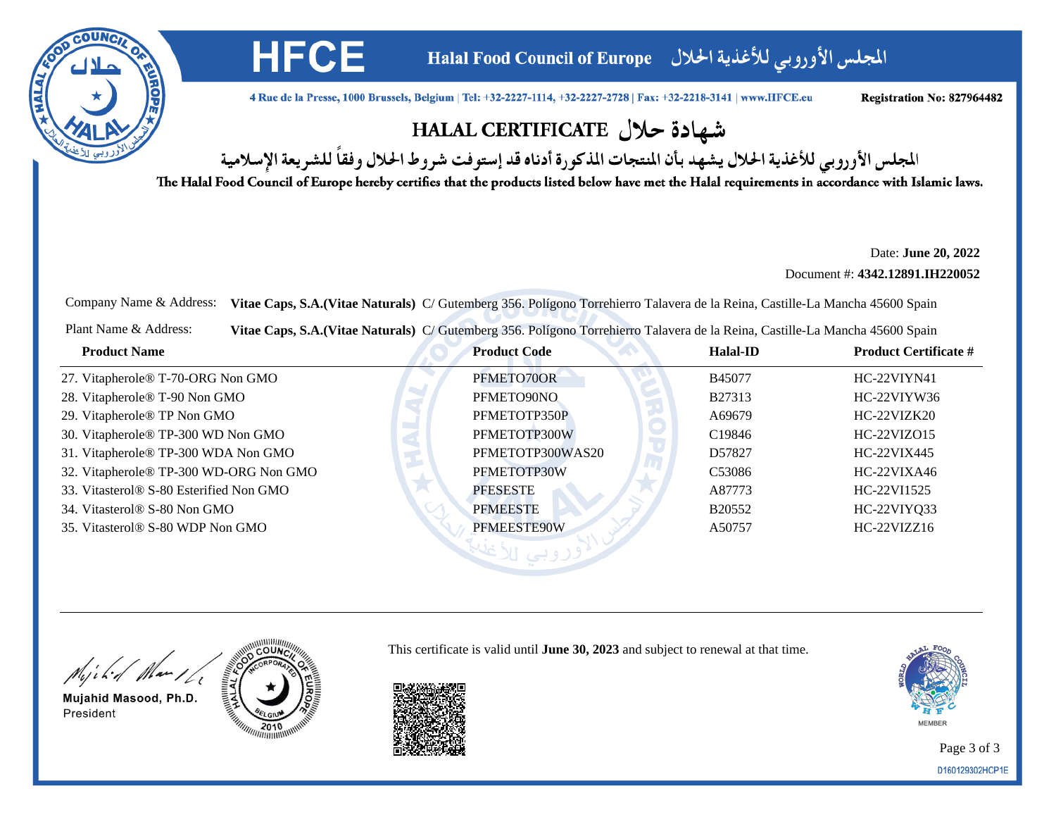# HFCE

**Halal Food Council of Europe** المجلس الأوروبي للأغذية الحلال

4 Rue de la Presse, 1000 Brussels, Belgium | Tel: +32-2227-1114, +32-2227-2728 | Fax: +32-2218-3141 | www.HFCE.eu

**Registration No: 827964482**

## HALAL CERTIFICATE شهادة حلال

المجلس الأوروبي للأغذية الحلال يشهد بأن المنتجات المذكورة أدناه قد إستوفت شروط الحلال وفقاً للشريعة الإسلامية

**The Halal Food Council of Europe hereby certifies that the products listed below have met the Halal requirements in accordance with Islamic laws.**

Date: **June 20, 2022**

Document #: **4342.12891.IH220052**

Company Name & Address: **Vitae Caps, S.A.(Vitae Naturals)** C/ Gutemberg 356. Polígono Torrehierro Talavera de la Reina, Castille-La Mancha 45600 Spain

Plant Name & Address: **Vitae Caps, S.A.(Vitae Naturals)** C/ Gutemberg 356. Polígono Torrehierro Talavera de la Reina, Castille-La Mancha 45600 Spain

| Product Name | Product Code | Halal-ID | Product Certificate # |
|---|---|---|---|
| 27. Vitapherole® T-70-ORG Non GMO | PFMETO70OR | B45077 | HC-22VIYN41 |
| 28. Vitapherole® T-90 Non GMO | PFMETO90NO | B27313 | HC-22VIYW36 |
| 29. Vitapherole® TP Non GMO | PFMETOTP350P | A69679 | HC-22VIZK20 |
| 30. Vitapherole® TP-300 WD Non GMO | PFMETOTP300W | C19846 | HC-22VIZO15 |
| 31. Vitapherole® TP-300 WDA Non GMO | PFMETOTP300WAS20 | D57827 | HC-22VIX445 |
| 32. Vitapherole® TP-300 WD-ORG Non GMO | PFMETOTP30W | C53086 | HC-22VIXA46 |
| 33. Vitasterol® S-80 Esterified Non GMO | PFESESTE | A87773 | HC-22VI1525 |
| 34. Vitasterol® S-80 Non GMO | PFMEESTE | B20552 | HC-22VIYQ33 |
| 35. Vitasterol® S-80 WDP Non GMO | PFMEESTE90W | A50757 | HC-22VIZZ16 |

Mujahid Masood, Ph.D.
President

This certificate is valid until **June 30, 2023** and subject to renewal at that time.

MEMBER

D160129302HCP1E